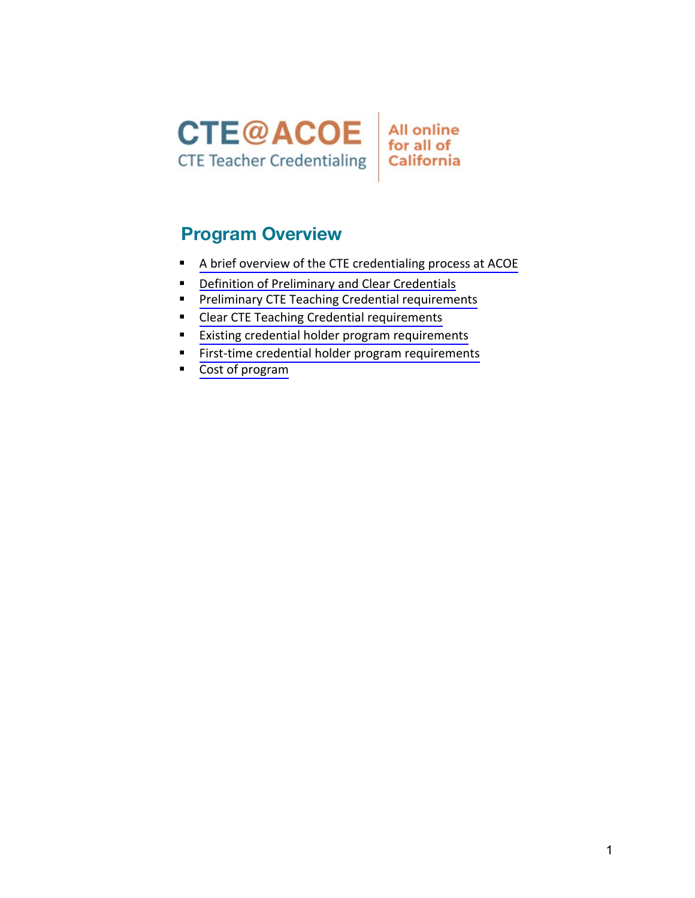**CTE@ACOE**
CTE Teacher Credentialing

All online for all of California

## Program Overview

- A brief overview of the CTE credentialing process at ACOE
- Definition of Preliminary and Clear Credentials
- Preliminary CTE Teaching Credential requirements
- Clear CTE Teaching Credential requirements
- Existing credential holder program requirements
- First-time credential holder program requirements
- Cost of program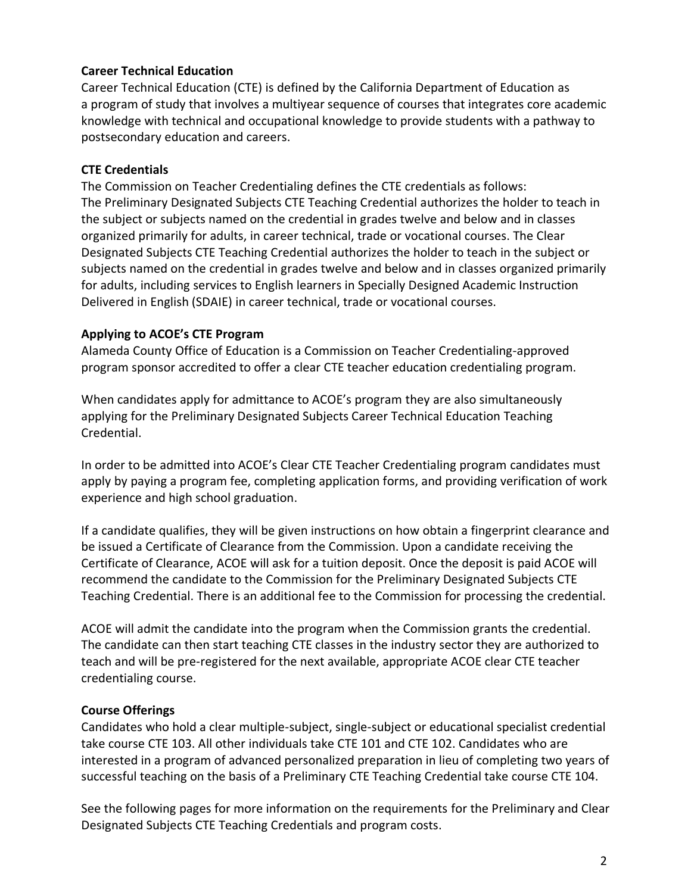**Career Technical Education**

Career Technical Education (CTE) is defined by the California Department of Education as a program of study that involves a multiyear sequence of courses that integrates core academic knowledge with technical and occupational knowledge to provide students with a pathway to postsecondary education and careers.

**CTE Credentials**

The Commission on Teacher Credentialing defines the CTE credentials as follows:
The Preliminary Designated Subjects CTE Teaching Credential authorizes the holder to teach in the subject or subjects named on the credential in grades twelve and below and in classes organized primarily for adults, in career technical, trade or vocational courses. The Clear Designated Subjects CTE Teaching Credential authorizes the holder to teach in the subject or subjects named on the credential in grades twelve and below and in classes organized primarily for adults, including services to English learners in Specially Designed Academic Instruction Delivered in English (SDAIE) in career technical, trade or vocational courses.

**Applying to ACOE's CTE Program**

Alameda County Office of Education is a Commission on Teacher Credentialing-approved program sponsor accredited to offer a clear CTE teacher education credentialing program.

When candidates apply for admittance to ACOE's program they are also simultaneously applying for the Preliminary Designated Subjects Career Technical Education Teaching Credential.

In order to be admitted into ACOE's Clear CTE Teacher Credentialing program candidates must apply by paying a program fee, completing application forms, and providing verification of work experience and high school graduation.

If a candidate qualifies, they will be given instructions on how obtain a fingerprint clearance and be issued a Certificate of Clearance from the Commission. Upon a candidate receiving the Certificate of Clearance, ACOE will ask for a tuition deposit. Once the deposit is paid ACOE will recommend the candidate to the Commission for the Preliminary Designated Subjects CTE Teaching Credential. There is an additional fee to the Commission for processing the credential.

ACOE will admit the candidate into the program when the Commission grants the credential. The candidate can then start teaching CTE classes in the industry sector they are authorized to teach and will be pre-registered for the next available, appropriate ACOE clear CTE teacher credentialing course.

**Course Offerings**

Candidates who hold a clear multiple-subject, single-subject or educational specialist credential take course CTE 103. All other individuals take CTE 101 and CTE 102. Candidates who are interested in a program of advanced personalized preparation in lieu of completing two years of successful teaching on the basis of a Preliminary CTE Teaching Credential take course CTE 104.

See the following pages for more information on the requirements for the Preliminary and Clear Designated Subjects CTE Teaching Credentials and program costs.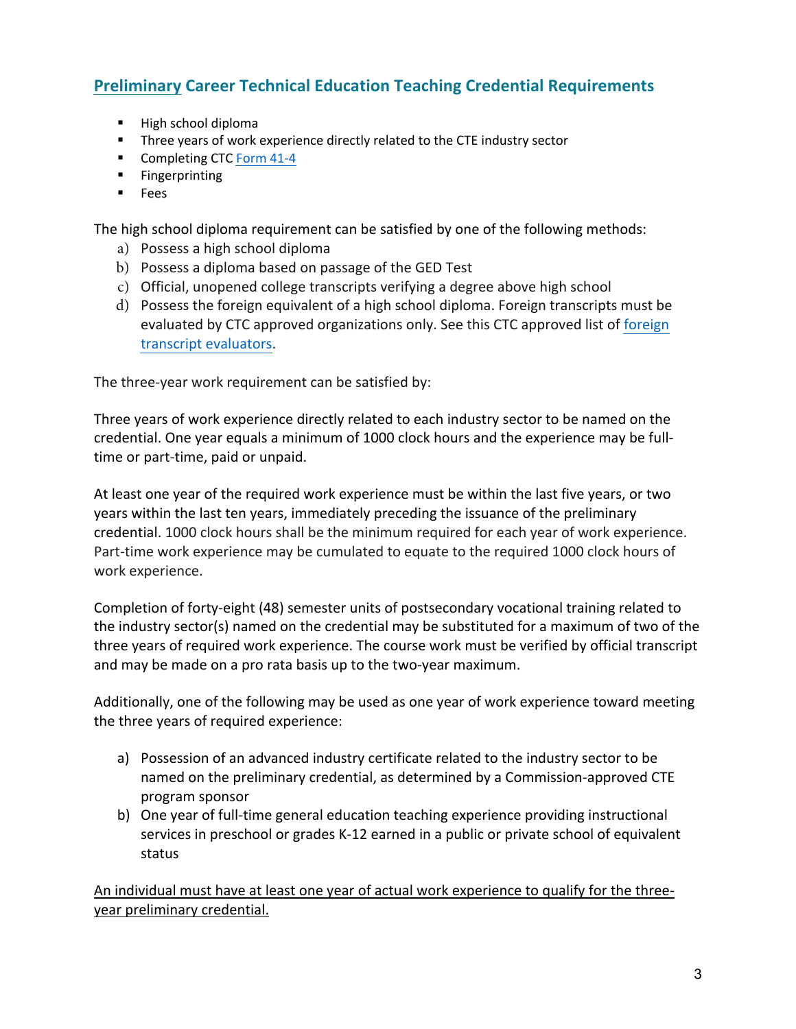## Preliminary Career Technical Education Teaching Credential Requirements

- High school diploma
- Three years of work experience directly related to the CTE industry sector
- Completing CTC Form 41-4
- Fingerprinting
- Fees

The high school diploma requirement can be satisfied by one of the following methods:

a) Possess a high school diploma
b) Possess a diploma based on passage of the GED Test
c) Official, unopened college transcripts verifying a degree above high school
d) Possess the foreign equivalent of a high school diploma. Foreign transcripts must be evaluated by CTC approved organizations only. See this CTC approved list of foreign transcript evaluators.

The three-year work requirement can be satisfied by:

Three years of work experience directly related to each industry sector to be named on the credential. One year equals a minimum of 1000 clock hours and the experience may be full-time or part-time, paid or unpaid.

At least one year of the required work experience must be within the last five years, or two years within the last ten years, immediately preceding the issuance of the preliminary credential. 1000 clock hours shall be the minimum required for each year of work experience. Part-time work experience may be cumulated to equate to the required 1000 clock hours of work experience.

Completion of forty-eight (48) semester units of postsecondary vocational training related to the industry sector(s) named on the credential may be substituted for a maximum of two of the three years of required work experience. The course work must be verified by official transcript and may be made on a pro rata basis up to the two-year maximum.

Additionally, one of the following may be used as one year of work experience toward meeting the three years of required experience:

a) Possession of an advanced industry certificate related to the industry sector to be named on the preliminary credential, as determined by a Commission-approved CTE program sponsor
b) One year of full-time general education teaching experience providing instructional services in preschool or grades K-12 earned in a public or private school of equivalent status

<u>An individual must have at least one year of actual work experience to qualify for the three-year preliminary credential.</u>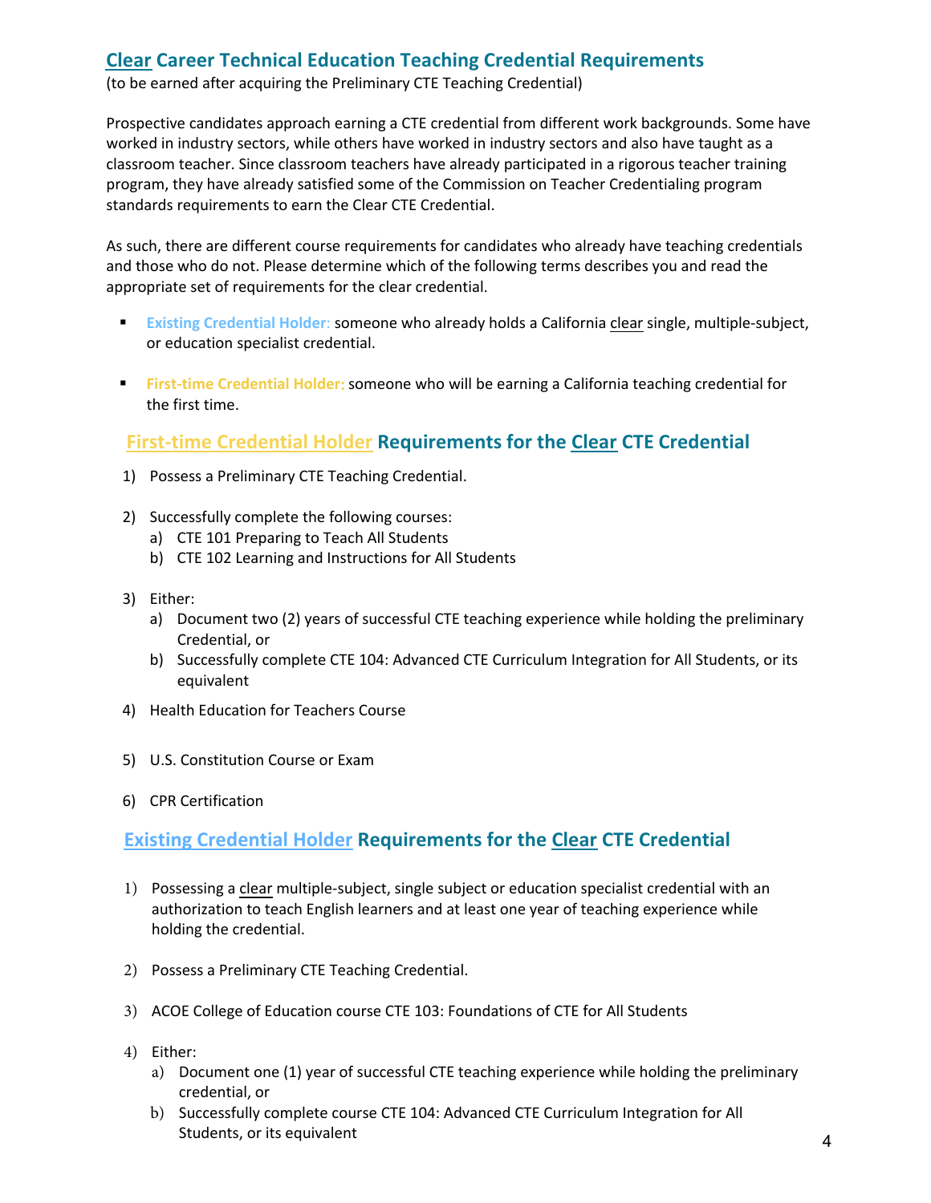## Clear Career Technical Education Teaching Credential Requirements

(to be earned after acquiring the Preliminary CTE Teaching Credential)

Prospective candidates approach earning a CTE credential from different work backgrounds. Some have worked in industry sectors, while others have worked in industry sectors and also have taught as a classroom teacher. Since classroom teachers have already participated in a rigorous teacher training program, they have already satisfied some of the Commission on Teacher Credentialing program standards requirements to earn the Clear CTE Credential.

As such, there are different course requirements for candidates who already have teaching credentials and those who do not. Please determine which of the following terms describes you and read the appropriate set of requirements for the clear credential.

- **Existing Credential Holder:** someone who already holds a California clear single, multiple-subject, or education specialist credential.
- **First-time Credential Holder:** someone who will be earning a California teaching credential for the first time.

### First-time Credential Holder Requirements for the Clear CTE Credential

1) Possess a Preliminary CTE Teaching Credential.
2) Successfully complete the following courses:
   a) CTE 101 Preparing to Teach All Students
   b) CTE 102 Learning and Instructions for All Students
3) Either:
   a) Document two (2) years of successful CTE teaching experience while holding the preliminary Credential, or
   b) Successfully complete CTE 104: Advanced CTE Curriculum Integration for All Students, or its equivalent
4) Health Education for Teachers Course
5) U.S. Constitution Course or Exam
6) CPR Certification

### Existing Credential Holder Requirements for the Clear CTE Credential

1) Possessing a clear multiple-subject, single subject or education specialist credential with an authorization to teach English learners and at least one year of teaching experience while holding the credential.
2) Possess a Preliminary CTE Teaching Credential.
3) ACOE College of Education course CTE 103: Foundations of CTE for All Students
4) Either:
   a) Document one (1) year of successful CTE teaching experience while holding the preliminary credential, or
   b) Successfully complete course CTE 104: Advanced CTE Curriculum Integration for All Students, or its equivalent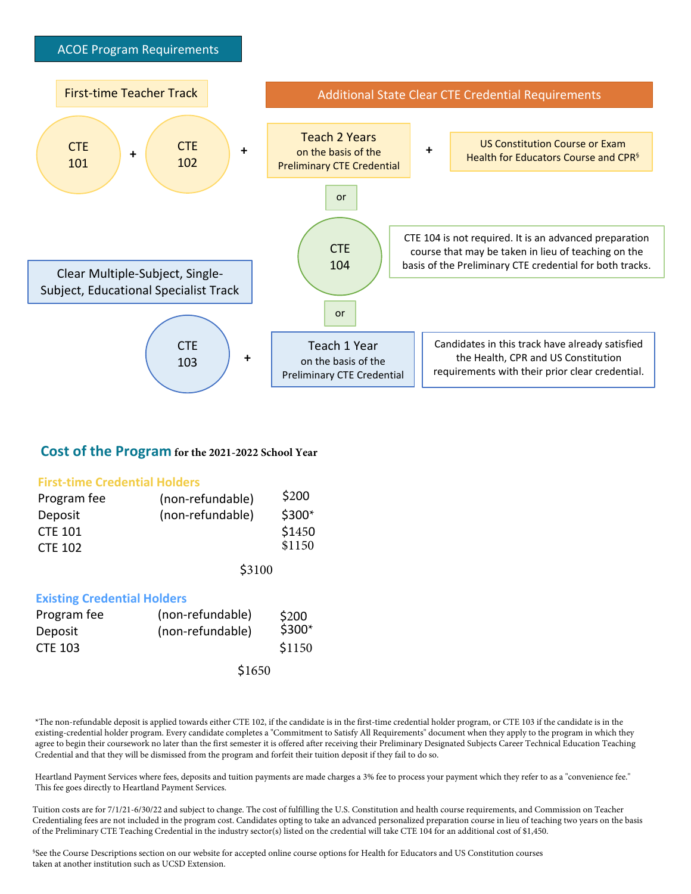## ACOE Program Requirements

**First-time Teacher Track**

CTE 101 + CTE 102 + Teach 2 Years on the basis of the Preliminary CTE Credential + US Constitution Course or Exam, Health for Educators Course and CPR§

**Additional State Clear CTE Credential Requirements**

or

CTE 104

CTE 104 is not required. It is an advanced preparation course that may be taken in lieu of teaching on the basis of the Preliminary CTE credential for both tracks.

or

**Clear Multiple-Subject, Single-Subject, Educational Specialist Track**

CTE 103 + Teach 1 Year on the basis of the Preliminary CTE Credential

Candidates in this track have already satisfied the Health, CPR and US Constitution requirements with their prior clear credential.

## Cost of the Program for the 2021-2022 School Year

### First-time Credential Holders

| | | |
|---|---|---|
| Program fee | (non-refundable) | $200 |
| Deposit | (non-refundable) | $300* |
| CTE 101 | | $1450 |
| CTE 102 | | $1150 |
| | $3100 | |

### Existing Credential Holders

| | | |
|---|---|---|
| Program fee | (non-refundable) | $200 |
| Deposit | (non-refundable) | $300* |
| CTE 103 | | $1150 |
| | $1650 | |

*The non-refundable deposit is applied towards either CTE 102, if the candidate is in the first-time credential holder program, or CTE 103 if the candidate is in the existing-credential holder program. Every candidate completes a "Commitment to Satisfy All Requirements" document when they apply to the program in which they agree to begin their coursework no later than the first semester it is offered after receiving their Preliminary Designated Subjects Career Technical Education Teaching Credential and that they will be dismissed from the program and forfeit their tuition deposit if they fail to do so.

Heartland Payment Services where fees, deposits and tuition payments are made charges a 3% fee to process your payment which they refer to as a "convenience fee." This fee goes directly to Heartland Payment Services.

Tuition costs are for 7/1/21-6/30/22 and subject to change. The cost of fulfilling the U.S. Constitution and health course requirements, and Commission on Teacher Credentialing fees are not included in the program cost. Candidates opting to take an advanced personalized preparation course in lieu of teaching two years on the basis of the Preliminary CTE Teaching Credential in the industry sector(s) listed on the credential will take CTE 104 for an additional cost of $1,450.

§See the Course Descriptions section on our website for accepted online course options for Health for Educators and US Constitution courses taken at another institution such as UCSD Extension.